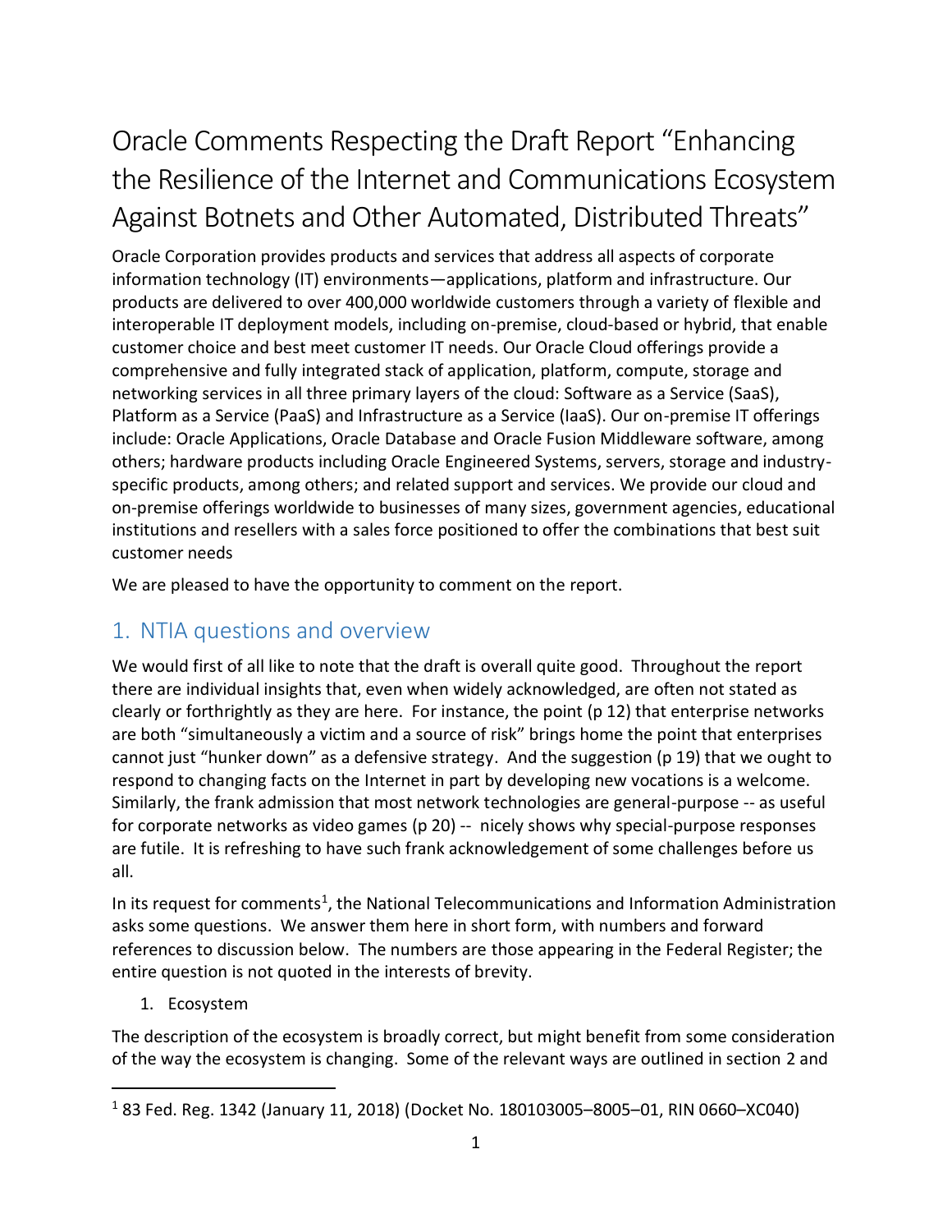# Oracle Comments Respecting the Draft Report "Enhancing the Resilience of the Internet and Communications Ecosystem Against Botnets and Other Automated, Distributed Threats"

Oracle Corporation provides products and services that address all aspects of corporate information technology (IT) environments—applications, platform and infrastructure. Our products are delivered to over 400,000 worldwide customers through a variety of flexible and interoperable IT deployment models, including on-premise, cloud-based or hybrid, that enable customer choice and best meet customer IT needs. Our Oracle Cloud offerings provide a comprehensive and fully integrated stack of application, platform, compute, storage and networking services in all three primary layers of the cloud: Software as a Service (SaaS), Platform as a Service (PaaS) and Infrastructure as a Service (IaaS). Our on-premise IT offerings include: Oracle Applications, Oracle Database and Oracle Fusion Middleware software, among others; hardware products including Oracle Engineered Systems, servers, storage and industry-specific products, among others; and related support and services. We provide our cloud and on-premise offerings worldwide to businesses of many sizes, government agencies, educational institutions and resellers with a sales force positioned to offer the combinations that best suit customer needs

We are pleased to have the opportunity to comment on the report.

## 1. NTIA questions and overview

We would first of all like to note that the draft is overall quite good. Throughout the report there are individual insights that, even when widely acknowledged, are often not stated as clearly or forthrightly as they are here. For instance, the point (p 12) that enterprise networks are both "simultaneously a victim and a source of risk" brings home the point that enterprises cannot just "hunker down" as a defensive strategy. And the suggestion (p 19) that we ought to respond to changing facts on the Internet in part by developing new vocations is a welcome. Similarly, the frank admission that most network technologies are general-purpose -- as useful for corporate networks as video games (p 20) -- nicely shows why special-purpose responses are futile. It is refreshing to have such frank acknowledgement of some challenges before us all.

In its request for comments[1], the National Telecommunications and Information Administration asks some questions. We answer them here in short form, with numbers and forward references to discussion below. The numbers are those appearing in the Federal Register; the entire question is not quoted in the interests of brevity.

1. Ecosystem

The description of the ecosystem is broadly correct, but might benefit from some consideration of the way the ecosystem is changing. Some of the relevant ways are outlined in section 2 and

[1] 83 Fed. Reg. 1342 (January 11, 2018) (Docket No. 180103005–8005–01, RIN 0660–XC040)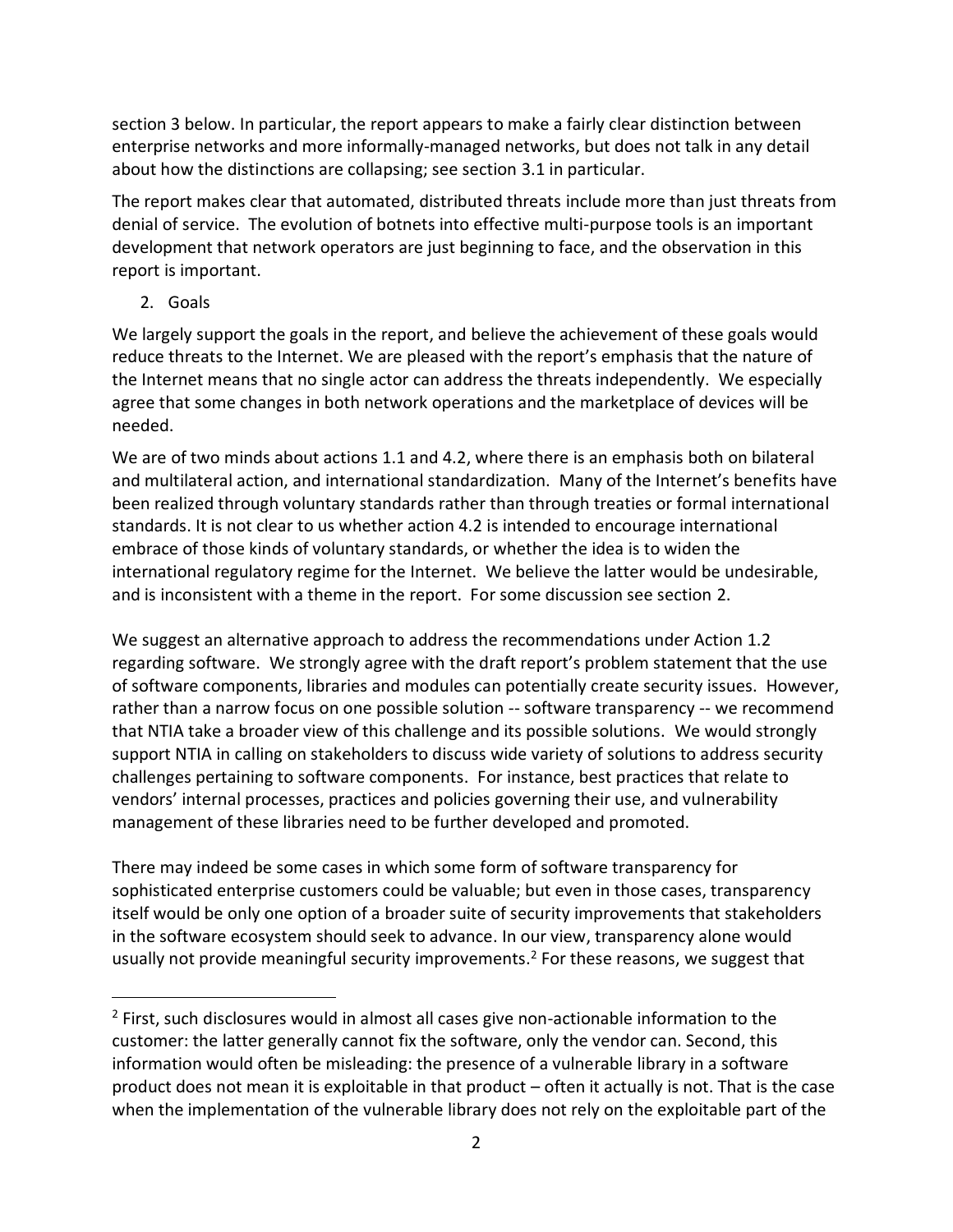section 3 below. In particular, the report appears to make a fairly clear distinction between enterprise networks and more informally-managed networks, but does not talk in any detail about how the distinctions are collapsing; see section 3.1 in particular.

The report makes clear that automated, distributed threats include more than just threats from denial of service. The evolution of botnets into effective multi-purpose tools is an important development that network operators are just beginning to face, and the observation in this report is important.

## 2. Goals

We largely support the goals in the report, and believe the achievement of these goals would reduce threats to the Internet. We are pleased with the report's emphasis that the nature of the Internet means that no single actor can address the threats independently. We especially agree that some changes in both network operations and the marketplace of devices will be needed.

We are of two minds about actions 1.1 and 4.2, where there is an emphasis both on bilateral and multilateral action, and international standardization. Many of the Internet's benefits have been realized through voluntary standards rather than through treaties or formal international standards. It is not clear to us whether action 4.2 is intended to encourage international embrace of those kinds of voluntary standards, or whether the idea is to widen the international regulatory regime for the Internet. We believe the latter would be undesirable, and is inconsistent with a theme in the report. For some discussion see section 2.

We suggest an alternative approach to address the recommendations under Action 1.2 regarding software. We strongly agree with the draft report's problem statement that the use of software components, libraries and modules can potentially create security issues. However, rather than a narrow focus on one possible solution -- software transparency -- we recommend that NTIA take a broader view of this challenge and its possible solutions. We would strongly support NTIA in calling on stakeholders to discuss wide variety of solutions to address security challenges pertaining to software components. For instance, best practices that relate to vendors' internal processes, practices and policies governing their use, and vulnerability management of these libraries need to be further developed and promoted.

There may indeed be some cases in which some form of software transparency for sophisticated enterprise customers could be valuable; but even in those cases, transparency itself would be only one option of a broader suite of security improvements that stakeholders in the software ecosystem should seek to advance. In our view, transparency alone would usually not provide meaningful security improvements.[2] For these reasons, we suggest that

[2] First, such disclosures would in almost all cases give non-actionable information to the customer: the latter generally cannot fix the software, only the vendor can. Second, this information would often be misleading: the presence of a vulnerable library in a software product does not mean it is exploitable in that product – often it actually is not. That is the case when the implementation of the vulnerable library does not rely on the exploitable part of the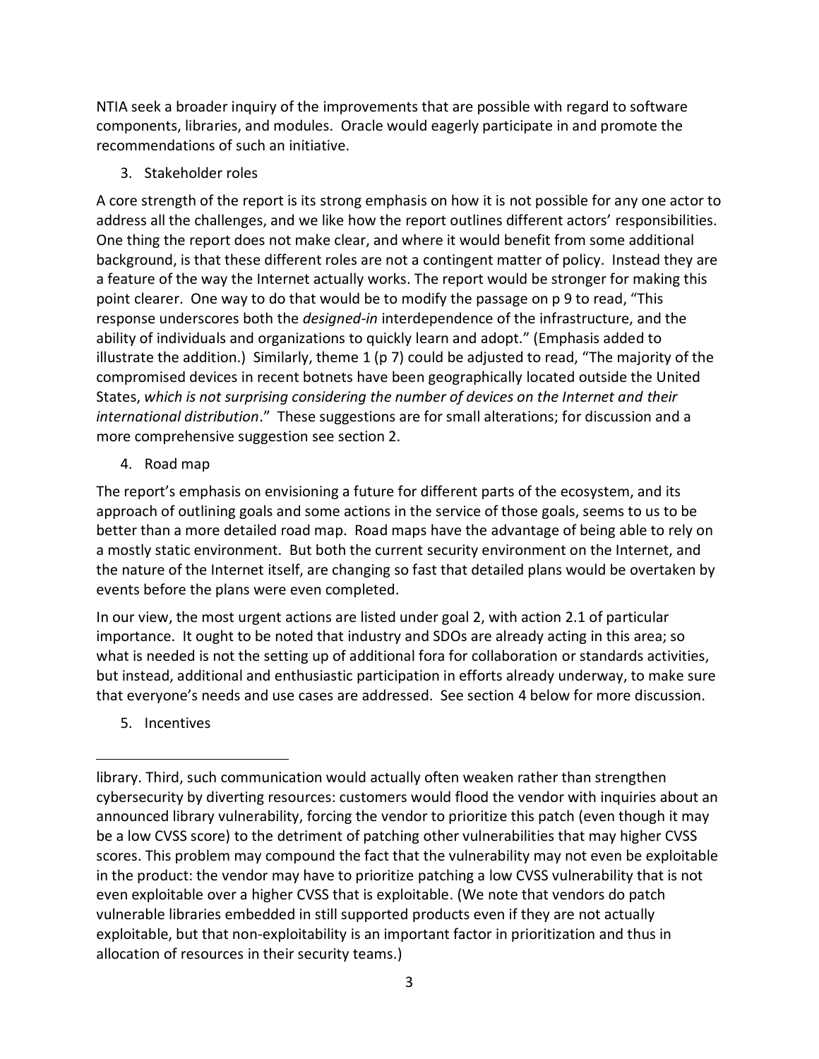NTIA seek a broader inquiry of the improvements that are possible with regard to software components, libraries, and modules. Oracle would eagerly participate in and promote the recommendations of such an initiative.

3. Stakeholder roles

A core strength of the report is its strong emphasis on how it is not possible for any one actor to address all the challenges, and we like how the report outlines different actors' responsibilities. One thing the report does not make clear, and where it would benefit from some additional background, is that these different roles are not a contingent matter of policy. Instead they are a feature of the way the Internet actually works. The report would be stronger for making this point clearer. One way to do that would be to modify the passage on p 9 to read, "This response underscores both the *designed-in* interdependence of the infrastructure, and the ability of individuals and organizations to quickly learn and adopt." (Emphasis added to illustrate the addition.) Similarly, theme 1 (p 7) could be adjusted to read, "The majority of the compromised devices in recent botnets have been geographically located outside the United States, *which is not surprising considering the number of devices on the Internet and their international distribution*." These suggestions are for small alterations; for discussion and a more comprehensive suggestion see section 2.

4. Road map

The report's emphasis on envisioning a future for different parts of the ecosystem, and its approach of outlining goals and some actions in the service of those goals, seems to us to be better than a more detailed road map. Road maps have the advantage of being able to rely on a mostly static environment. But both the current security environment on the Internet, and the nature of the Internet itself, are changing so fast that detailed plans would be overtaken by events before the plans were even completed.

In our view, the most urgent actions are listed under goal 2, with action 2.1 of particular importance. It ought to be noted that industry and SDOs are already acting in this area; so what is needed is not the setting up of additional fora for collaboration or standards activities, but instead, additional and enthusiastic participation in efforts already underway, to make sure that everyone's needs and use cases are addressed. See section 4 below for more discussion.

5. Incentives

---

library. Third, such communication would actually often weaken rather than strengthen cybersecurity by diverting resources: customers would flood the vendor with inquiries about an announced library vulnerability, forcing the vendor to prioritize this patch (even though it may be a low CVSS score) to the detriment of patching other vulnerabilities that may higher CVSS scores. This problem may compound the fact that the vulnerability may not even be exploitable in the product: the vendor may have to prioritize patching a low CVSS vulnerability that is not even exploitable over a higher CVSS that is exploitable. (We note that vendors do patch vulnerable libraries embedded in still supported products even if they are not actually exploitable, but that non-exploitability is an important factor in prioritization and thus in allocation of resources in their security teams.)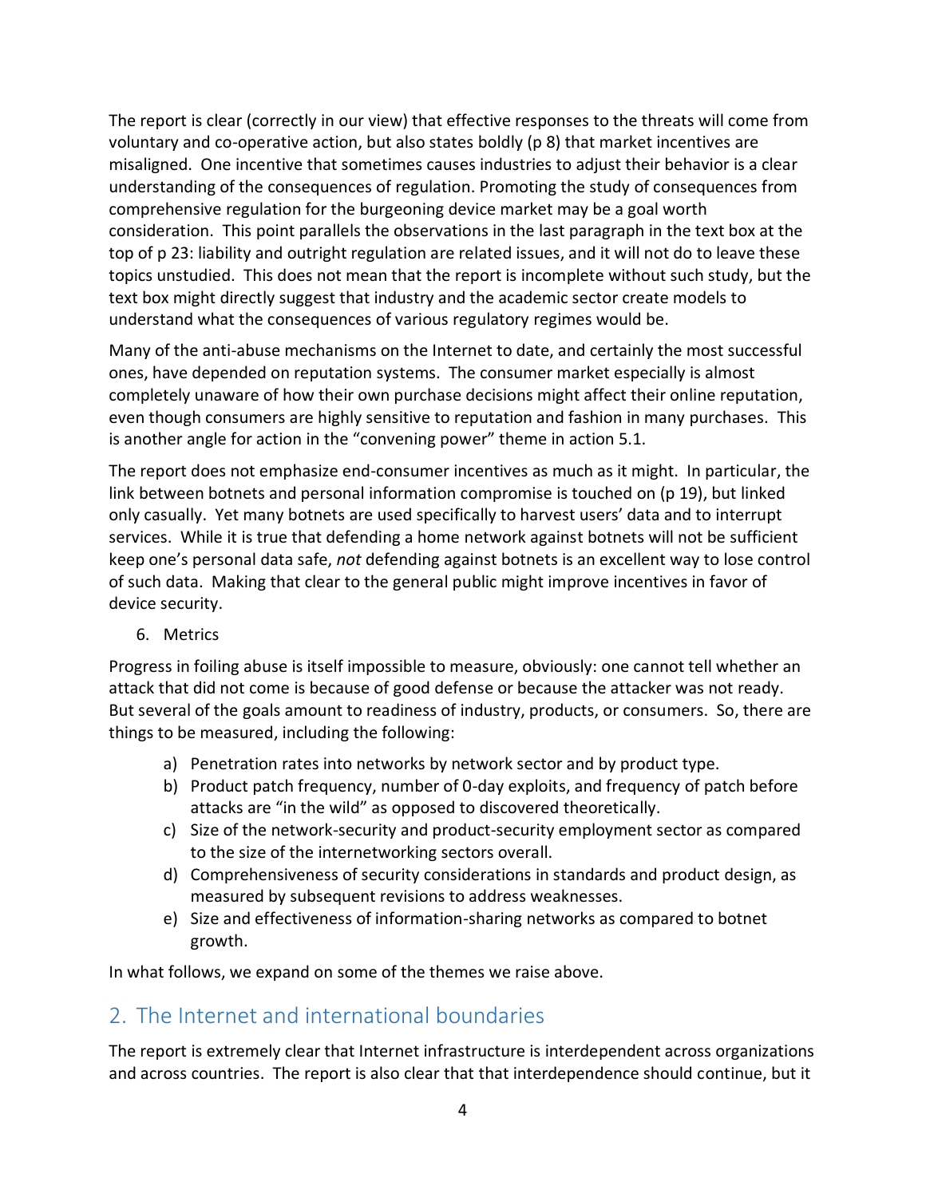The report is clear (correctly in our view) that effective responses to the threats will come from voluntary and co-operative action, but also states boldly (p 8) that market incentives are misaligned. One incentive that sometimes causes industries to adjust their behavior is a clear understanding of the consequences of regulation. Promoting the study of consequences from comprehensive regulation for the burgeoning device market may be a goal worth consideration. This point parallels the observations in the last paragraph in the text box at the top of p 23: liability and outright regulation are related issues, and it will not do to leave these topics unstudied. This does not mean that the report is incomplete without such study, but the text box might directly suggest that industry and the academic sector create models to understand what the consequences of various regulatory regimes would be.

Many of the anti-abuse mechanisms on the Internet to date, and certainly the most successful ones, have depended on reputation systems. The consumer market especially is almost completely unaware of how their own purchase decisions might affect their online reputation, even though consumers are highly sensitive to reputation and fashion in many purchases. This is another angle for action in the "convening power" theme in action 5.1.

The report does not emphasize end-consumer incentives as much as it might. In particular, the link between botnets and personal information compromise is touched on (p 19), but linked only casually. Yet many botnets are used specifically to harvest users' data and to interrupt services. While it is true that defending a home network against botnets will not be sufficient keep one's personal data safe, *not* defending against botnets is an excellent way to lose control of such data. Making that clear to the general public might improve incentives in favor of device security.

6. Metrics

Progress in foiling abuse is itself impossible to measure, obviously: one cannot tell whether an attack that did not come is because of good defense or because the attacker was not ready. But several of the goals amount to readiness of industry, products, or consumers. So, there are things to be measured, including the following:

a) Penetration rates into networks by network sector and by product type.
b) Product patch frequency, number of 0-day exploits, and frequency of patch before attacks are "in the wild" as opposed to discovered theoretically.
c) Size of the network-security and product-security employment sector as compared to the size of the internetworking sectors overall.
d) Comprehensiveness of security considerations in standards and product design, as measured by subsequent revisions to address weaknesses.
e) Size and effectiveness of information-sharing networks as compared to botnet growth.

In what follows, we expand on some of the themes we raise above.

## 2. The Internet and international boundaries

The report is extremely clear that Internet infrastructure is interdependent across organizations and across countries. The report is also clear that that interdependence should continue, but it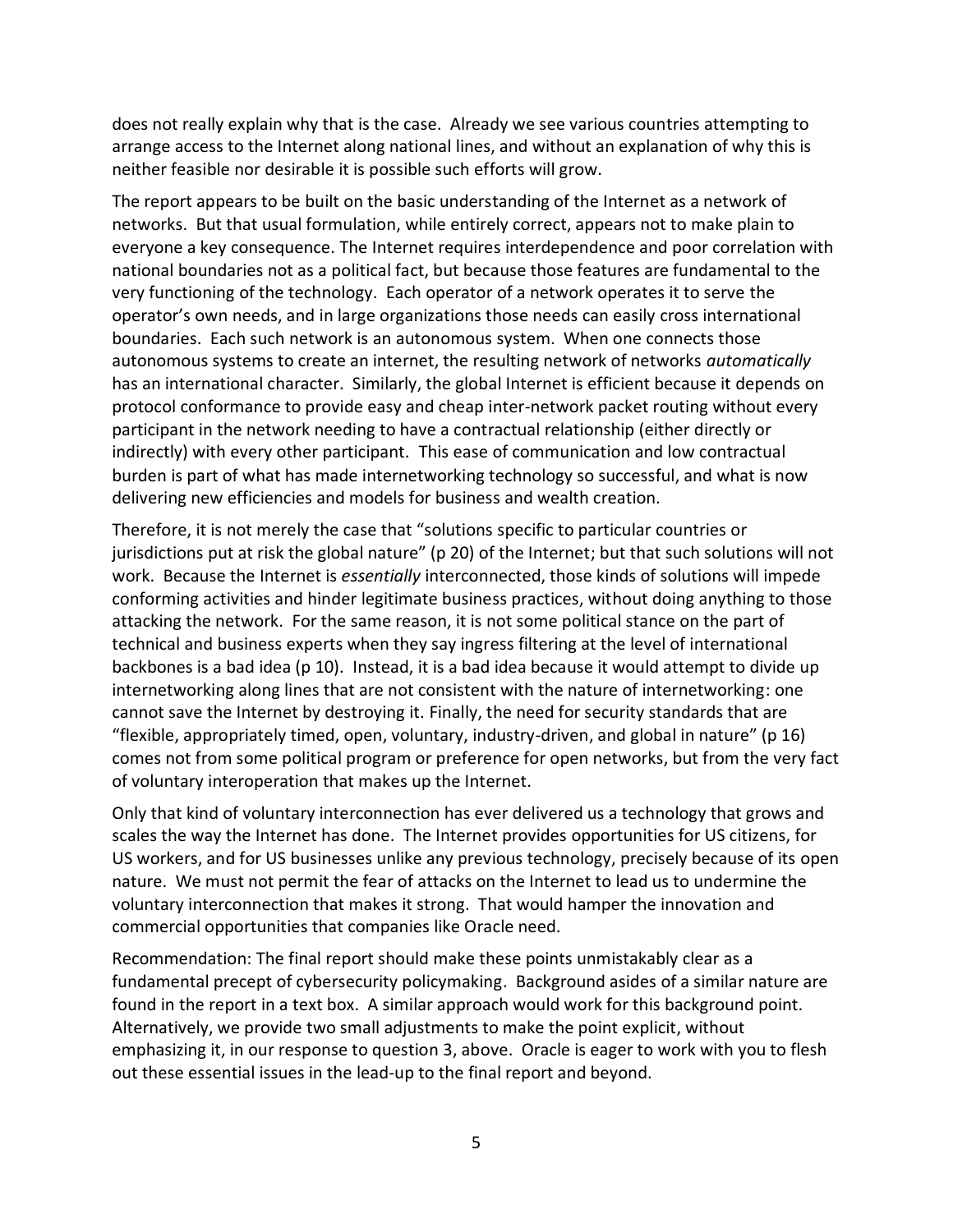does not really explain why that is the case. Already we see various countries attempting to arrange access to the Internet along national lines, and without an explanation of why this is neither feasible nor desirable it is possible such efforts will grow.

The report appears to be built on the basic understanding of the Internet as a network of networks. But that usual formulation, while entirely correct, appears not to make plain to everyone a key consequence. The Internet requires interdependence and poor correlation with national boundaries not as a political fact, but because those features are fundamental to the very functioning of the technology. Each operator of a network operates it to serve the operator's own needs, and in large organizations those needs can easily cross international boundaries. Each such network is an autonomous system. When one connects those autonomous systems to create an internet, the resulting network of networks *automatically* has an international character. Similarly, the global Internet is efficient because it depends on protocol conformance to provide easy and cheap inter-network packet routing without every participant in the network needing to have a contractual relationship (either directly or indirectly) with every other participant. This ease of communication and low contractual burden is part of what has made internetworking technology so successful, and what is now delivering new efficiencies and models for business and wealth creation.

Therefore, it is not merely the case that "solutions specific to particular countries or jurisdictions put at risk the global nature" (p 20) of the Internet; but that such solutions will not work. Because the Internet is *essentially* interconnected, those kinds of solutions will impede conforming activities and hinder legitimate business practices, without doing anything to those attacking the network. For the same reason, it is not some political stance on the part of technical and business experts when they say ingress filtering at the level of international backbones is a bad idea (p 10). Instead, it is a bad idea because it would attempt to divide up internetworking along lines that are not consistent with the nature of internetworking: one cannot save the Internet by destroying it. Finally, the need for security standards that are "flexible, appropriately timed, open, voluntary, industry-driven, and global in nature" (p 16) comes not from some political program or preference for open networks, but from the very fact of voluntary interoperation that makes up the Internet.

Only that kind of voluntary interconnection has ever delivered us a technology that grows and scales the way the Internet has done. The Internet provides opportunities for US citizens, for US workers, and for US businesses unlike any previous technology, precisely because of its open nature. We must not permit the fear of attacks on the Internet to lead us to undermine the voluntary interconnection that makes it strong. That would hamper the innovation and commercial opportunities that companies like Oracle need.

Recommendation: The final report should make these points unmistakably clear as a fundamental precept of cybersecurity policymaking. Background asides of a similar nature are found in the report in a text box. A similar approach would work for this background point. Alternatively, we provide two small adjustments to make the point explicit, without emphasizing it, in our response to question 3, above. Oracle is eager to work with you to flesh out these essential issues in the lead-up to the final report and beyond.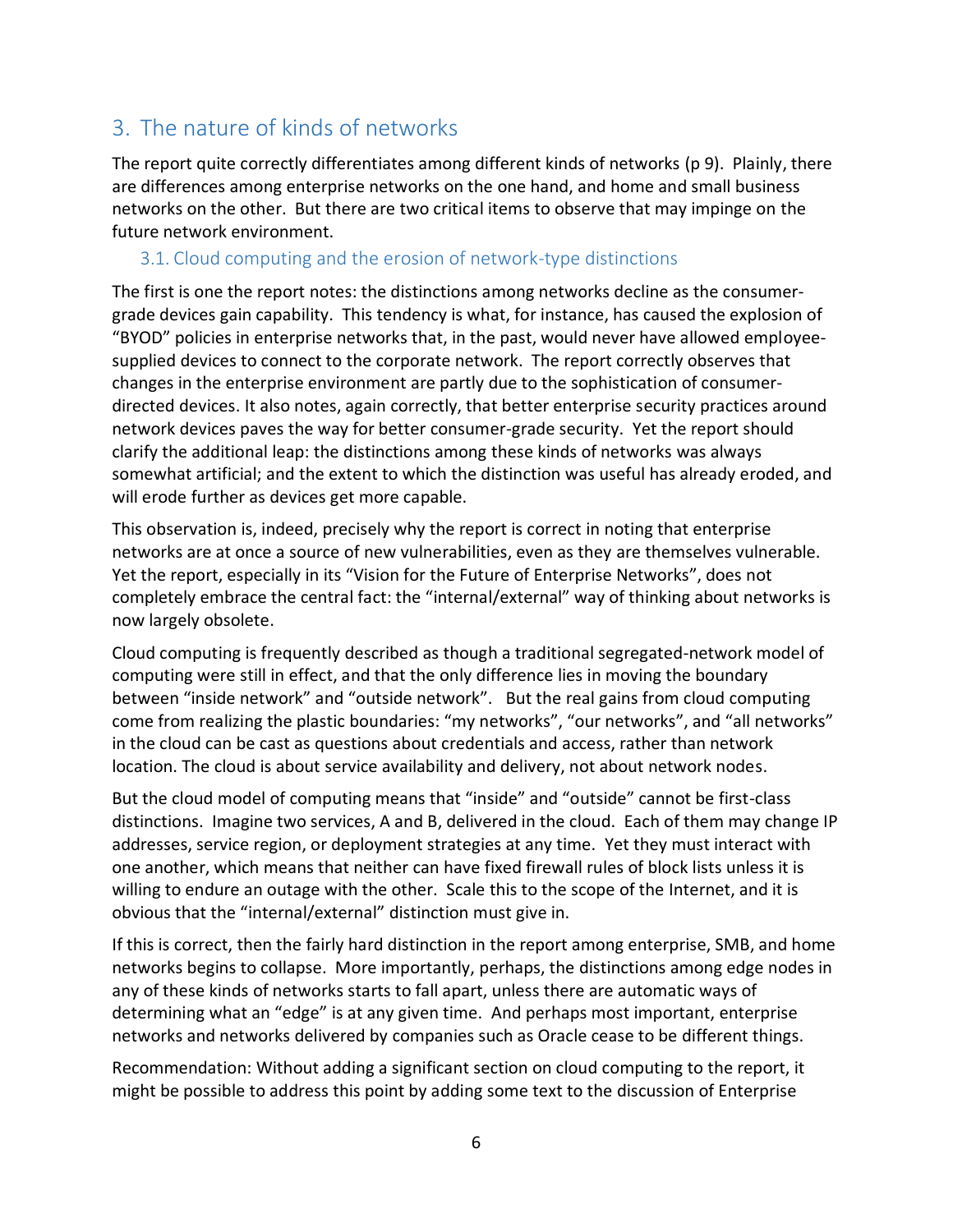## 3. The nature of kinds of networks

The report quite correctly differentiates among different kinds of networks (p 9). Plainly, there are differences among enterprise networks on the one hand, and home and small business networks on the other. But there are two critical items to observe that may impinge on the future network environment.

### 3.1. Cloud computing and the erosion of network-type distinctions

The first is one the report notes: the distinctions among networks decline as the consumer-grade devices gain capability. This tendency is what, for instance, has caused the explosion of "BYOD" policies in enterprise networks that, in the past, would never have allowed employee-supplied devices to connect to the corporate network. The report correctly observes that changes in the enterprise environment are partly due to the sophistication of consumer-directed devices. It also notes, again correctly, that better enterprise security practices around network devices paves the way for better consumer-grade security. Yet the report should clarify the additional leap: the distinctions among these kinds of networks was always somewhat artificial; and the extent to which the distinction was useful has already eroded, and will erode further as devices get more capable.

This observation is, indeed, precisely why the report is correct in noting that enterprise networks are at once a source of new vulnerabilities, even as they are themselves vulnerable. Yet the report, especially in its "Vision for the Future of Enterprise Networks", does not completely embrace the central fact: the "internal/external" way of thinking about networks is now largely obsolete.

Cloud computing is frequently described as though a traditional segregated-network model of computing were still in effect, and that the only difference lies in moving the boundary between "inside network" and "outside network". But the real gains from cloud computing come from realizing the plastic boundaries: "my networks", "our networks", and "all networks" in the cloud can be cast as questions about credentials and access, rather than network location. The cloud is about service availability and delivery, not about network nodes.

But the cloud model of computing means that "inside" and "outside" cannot be first-class distinctions. Imagine two services, A and B, delivered in the cloud. Each of them may change IP addresses, service region, or deployment strategies at any time. Yet they must interact with one another, which means that neither can have fixed firewall rules of block lists unless it is willing to endure an outage with the other. Scale this to the scope of the Internet, and it is obvious that the "internal/external" distinction must give in.

If this is correct, then the fairly hard distinction in the report among enterprise, SMB, and home networks begins to collapse. More importantly, perhaps, the distinctions among edge nodes in any of these kinds of networks starts to fall apart, unless there are automatic ways of determining what an "edge" is at any given time. And perhaps most important, enterprise networks and networks delivered by companies such as Oracle cease to be different things.

Recommendation: Without adding a significant section on cloud computing to the report, it might be possible to address this point by adding some text to the discussion of Enterprise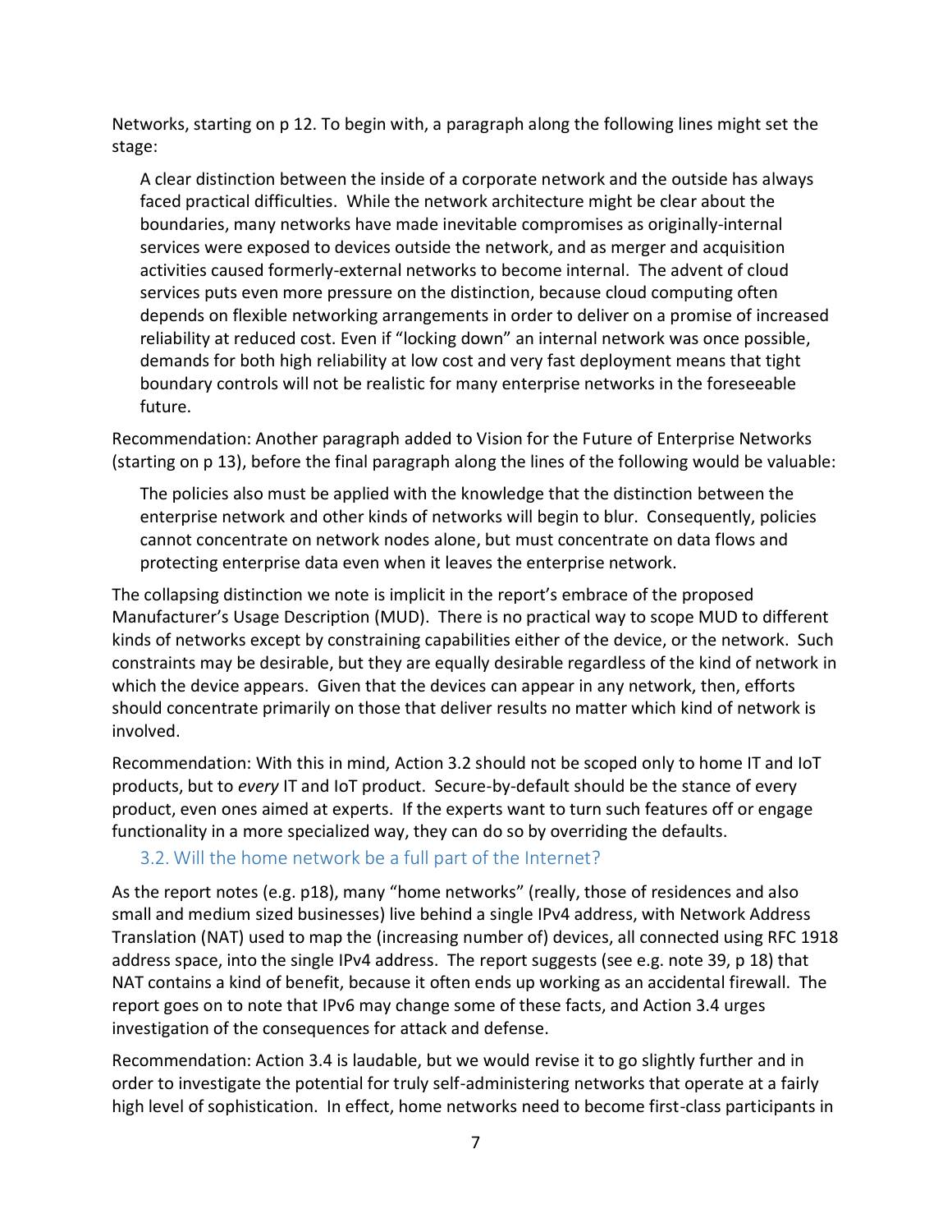Networks, starting on p 12. To begin with, a paragraph along the following lines might set the stage:

> A clear distinction between the inside of a corporate network and the outside has always faced practical difficulties. While the network architecture might be clear about the boundaries, many networks have made inevitable compromises as originally-internal services were exposed to devices outside the network, and as merger and acquisition activities caused formerly-external networks to become internal. The advent of cloud services puts even more pressure on the distinction, because cloud computing often depends on flexible networking arrangements in order to deliver on a promise of increased reliability at reduced cost. Even if "locking down" an internal network was once possible, demands for both high reliability at low cost and very fast deployment means that tight boundary controls will not be realistic for many enterprise networks in the foreseeable future.

Recommendation: Another paragraph added to Vision for the Future of Enterprise Networks (starting on p 13), before the final paragraph along the lines of the following would be valuable:

> The policies also must be applied with the knowledge that the distinction between the enterprise network and other kinds of networks will begin to blur. Consequently, policies cannot concentrate on network nodes alone, but must concentrate on data flows and protecting enterprise data even when it leaves the enterprise network.

The collapsing distinction we note is implicit in the report's embrace of the proposed Manufacturer's Usage Description (MUD). There is no practical way to scope MUD to different kinds of networks except by constraining capabilities either of the device, or the network. Such constraints may be desirable, but they are equally desirable regardless of the kind of network in which the device appears. Given that the devices can appear in any network, then, efforts should concentrate primarily on those that deliver results no matter which kind of network is involved.

Recommendation: With this in mind, Action 3.2 should not be scoped only to home IT and IoT products, but to *every* IT and IoT product. Secure-by-default should be the stance of every product, even ones aimed at experts. If the experts want to turn such features off or engage functionality in a more specialized way, they can do so by overriding the defaults.

### 3.2. Will the home network be a full part of the Internet?

As the report notes (e.g. p18), many "home networks" (really, those of residences and also small and medium sized businesses) live behind a single IPv4 address, with Network Address Translation (NAT) used to map the (increasing number of) devices, all connected using RFC 1918 address space, into the single IPv4 address. The report suggests (see e.g. note 39, p 18) that NAT contains a kind of benefit, because it often ends up working as an accidental firewall. The report goes on to note that IPv6 may change some of these facts, and Action 3.4 urges investigation of the consequences for attack and defense.

Recommendation: Action 3.4 is laudable, but we would revise it to go slightly further and in order to investigate the potential for truly self-administering networks that operate at a fairly high level of sophistication. In effect, home networks need to become first-class participants in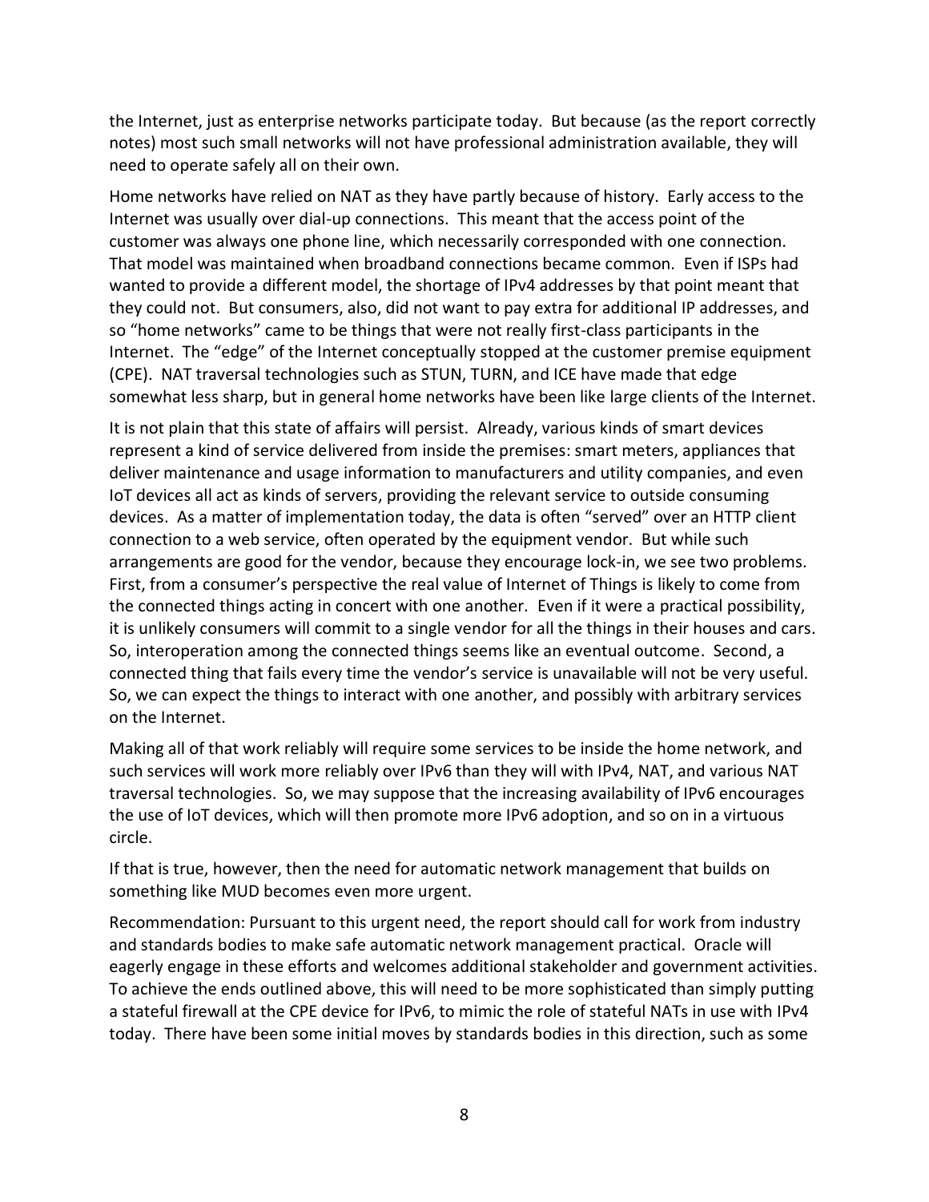the Internet, just as enterprise networks participate today. But because (as the report correctly notes) most such small networks will not have professional administration available, they will need to operate safely all on their own.

Home networks have relied on NAT as they have partly because of history. Early access to the Internet was usually over dial-up connections. This meant that the access point of the customer was always one phone line, which necessarily corresponded with one connection. That model was maintained when broadband connections became common. Even if ISPs had wanted to provide a different model, the shortage of IPv4 addresses by that point meant that they could not. But consumers, also, did not want to pay extra for additional IP addresses, and so "home networks" came to be things that were not really first-class participants in the Internet. The "edge" of the Internet conceptually stopped at the customer premise equipment (CPE). NAT traversal technologies such as STUN, TURN, and ICE have made that edge somewhat less sharp, but in general home networks have been like large clients of the Internet.

It is not plain that this state of affairs will persist. Already, various kinds of smart devices represent a kind of service delivered from inside the premises: smart meters, appliances that deliver maintenance and usage information to manufacturers and utility companies, and even IoT devices all act as kinds of servers, providing the relevant service to outside consuming devices. As a matter of implementation today, the data is often "served" over an HTTP client connection to a web service, often operated by the equipment vendor. But while such arrangements are good for the vendor, because they encourage lock-in, we see two problems. First, from a consumer's perspective the real value of Internet of Things is likely to come from the connected things acting in concert with one another. Even if it were a practical possibility, it is unlikely consumers will commit to a single vendor for all the things in their houses and cars. So, interoperation among the connected things seems like an eventual outcome. Second, a connected thing that fails every time the vendor's service is unavailable will not be very useful. So, we can expect the things to interact with one another, and possibly with arbitrary services on the Internet.

Making all of that work reliably will require some services to be inside the home network, and such services will work more reliably over IPv6 than they will with IPv4, NAT, and various NAT traversal technologies. So, we may suppose that the increasing availability of IPv6 encourages the use of IoT devices, which will then promote more IPv6 adoption, and so on in a virtuous circle.

If that is true, however, then the need for automatic network management that builds on something like MUD becomes even more urgent.

Recommendation: Pursuant to this urgent need, the report should call for work from industry and standards bodies to make safe automatic network management practical. Oracle will eagerly engage in these efforts and welcomes additional stakeholder and government activities. To achieve the ends outlined above, this will need to be more sophisticated than simply putting a stateful firewall at the CPE device for IPv6, to mimic the role of stateful NATs in use with IPv4 today. There have been some initial moves by standards bodies in this direction, such as some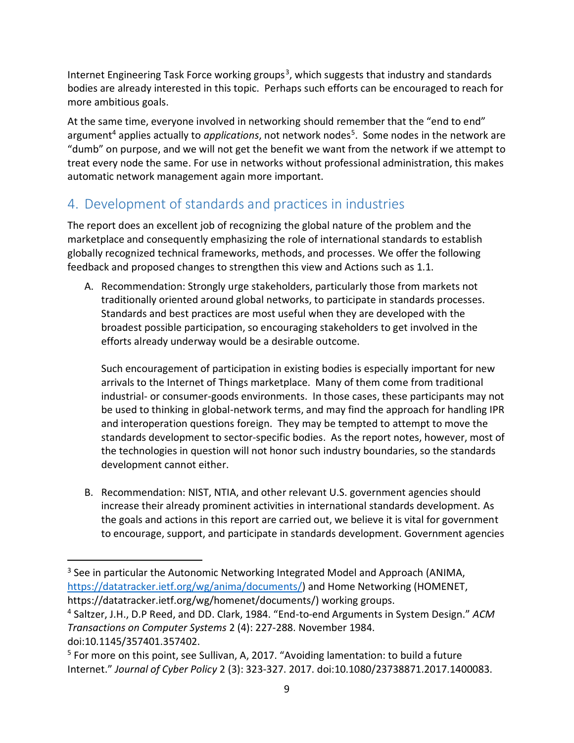Internet Engineering Task Force working groups[3], which suggests that industry and standards bodies are already interested in this topic. Perhaps such efforts can be encouraged to reach for more ambitious goals.

At the same time, everyone involved in networking should remember that the "end to end" argument[4] applies actually to *applications*, not network nodes[5]. Some nodes in the network are "dumb" on purpose, and we will not get the benefit we want from the network if we attempt to treat every node the same. For use in networks without professional administration, this makes automatic network management again more important.

## 4. Development of standards and practices in industries

The report does an excellent job of recognizing the global nature of the problem and the marketplace and consequently emphasizing the role of international standards to establish globally recognized technical frameworks, methods, and processes. We offer the following feedback and proposed changes to strengthen this view and Actions such as 1.1.

A. Recommendation: Strongly urge stakeholders, particularly those from markets not traditionally oriented around global networks, to participate in standards processes. Standards and best practices are most useful when they are developed with the broadest possible participation, so encouraging stakeholders to get involved in the efforts already underway would be a desirable outcome.

   Such encouragement of participation in existing bodies is especially important for new arrivals to the Internet of Things marketplace. Many of them come from traditional industrial- or consumer-goods environments. In those cases, these participants may not be used to thinking in global-network terms, and may find the approach for handling IPR and interoperation questions foreign. They may be tempted to attempt to move the standards development to sector-specific bodies. As the report notes, however, most of the technologies in question will not honor such industry boundaries, so the standards development cannot either.

B. Recommendation: NIST, NTIA, and other relevant U.S. government agencies should increase their already prominent activities in international standards development. As the goals and actions in this report are carried out, we believe it is vital for government to encourage, support, and participate in standards development. Government agencies

---

[3] See in particular the Autonomic Networking Integrated Model and Approach (ANIMA, https://datatracker.ietf.org/wg/anima/documents/) and Home Networking (HOMENET, https://datatracker.ietf.org/wg/homenet/documents/) working groups.

[4] Saltzer, J.H., D.P Reed, and DD. Clark, 1984. "End-to-end Arguments in System Design." *ACM Transactions on Computer Systems* 2 (4): 227-288. November 1984. doi:10.1145/357401.357402.

[5] For more on this point, see Sullivan, A, 2017. "Avoiding lamentation: to build a future Internet." *Journal of Cyber Policy* 2 (3): 323-327. 2017. doi:10.1080/23738871.2017.1400083.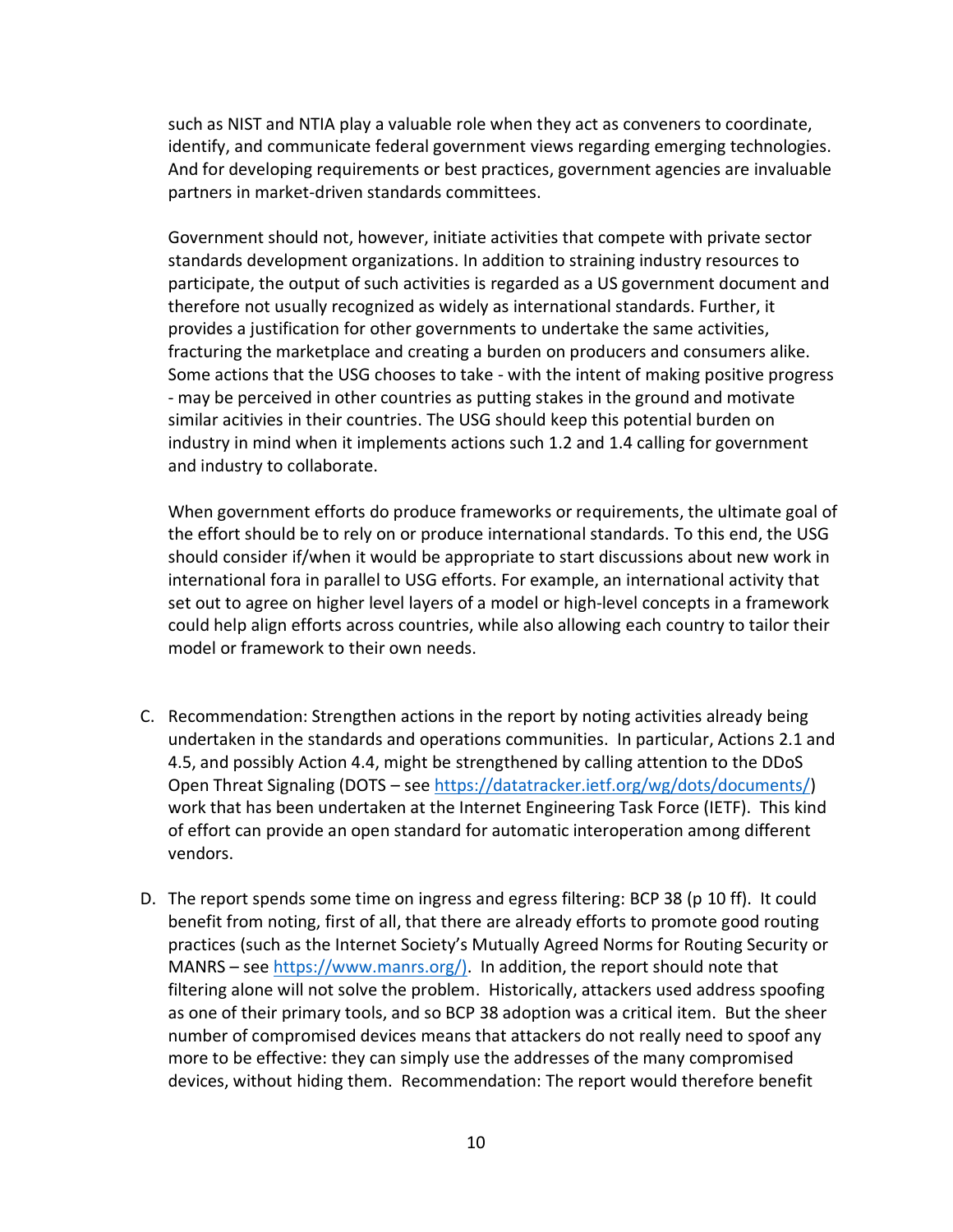such as NIST and NTIA play a valuable role when they act as conveners to coordinate, identify, and communicate federal government views regarding emerging technologies. And for developing requirements or best practices, government agencies are invaluable partners in market-driven standards committees.

Government should not, however, initiate activities that compete with private sector standards development organizations. In addition to straining industry resources to participate, the output of such activities is regarded as a US government document and therefore not usually recognized as widely as international standards. Further, it provides a justification for other governments to undertake the same activities, fracturing the marketplace and creating a burden on producers and consumers alike. Some actions that the USG chooses to take - with the intent of making positive progress - may be perceived in other countries as putting stakes in the ground and motivate similar acitivities in their countries. The USG should keep this potential burden on industry in mind when it implements actions such 1.2 and 1.4 calling for government and industry to collaborate.

When government efforts do produce frameworks or requirements, the ultimate goal of the effort should be to rely on or produce international standards. To this end, the USG should consider if/when it would be appropriate to start discussions about new work in international fora in parallel to USG efforts. For example, an international activity that set out to agree on higher level layers of a model or high-level concepts in a framework could help align efforts across countries, while also allowing each country to tailor their model or framework to their own needs.

C. Recommendation: Strengthen actions in the report by noting activities already being undertaken in the standards and operations communities. In particular, Actions 2.1 and 4.5, and possibly Action 4.4, might be strengthened by calling attention to the DDoS Open Threat Signaling (DOTS – see https://datatracker.ietf.org/wg/dots/documents/) work that has been undertaken at the Internet Engineering Task Force (IETF). This kind of effort can provide an open standard for automatic interoperation among different vendors.

D. The report spends some time on ingress and egress filtering: BCP 38 (p 10 ff). It could benefit from noting, first of all, that there are already efforts to promote good routing practices (such as the Internet Society's Mutually Agreed Norms for Routing Security or MANRS – see https://www.manrs.org/). In addition, the report should note that filtering alone will not solve the problem. Historically, attackers used address spoofing as one of their primary tools, and so BCP 38 adoption was a critical item. But the sheer number of compromised devices means that attackers do not really need to spoof any more to be effective: they can simply use the addresses of the many compromised devices, without hiding them. Recommendation: The report would therefore benefit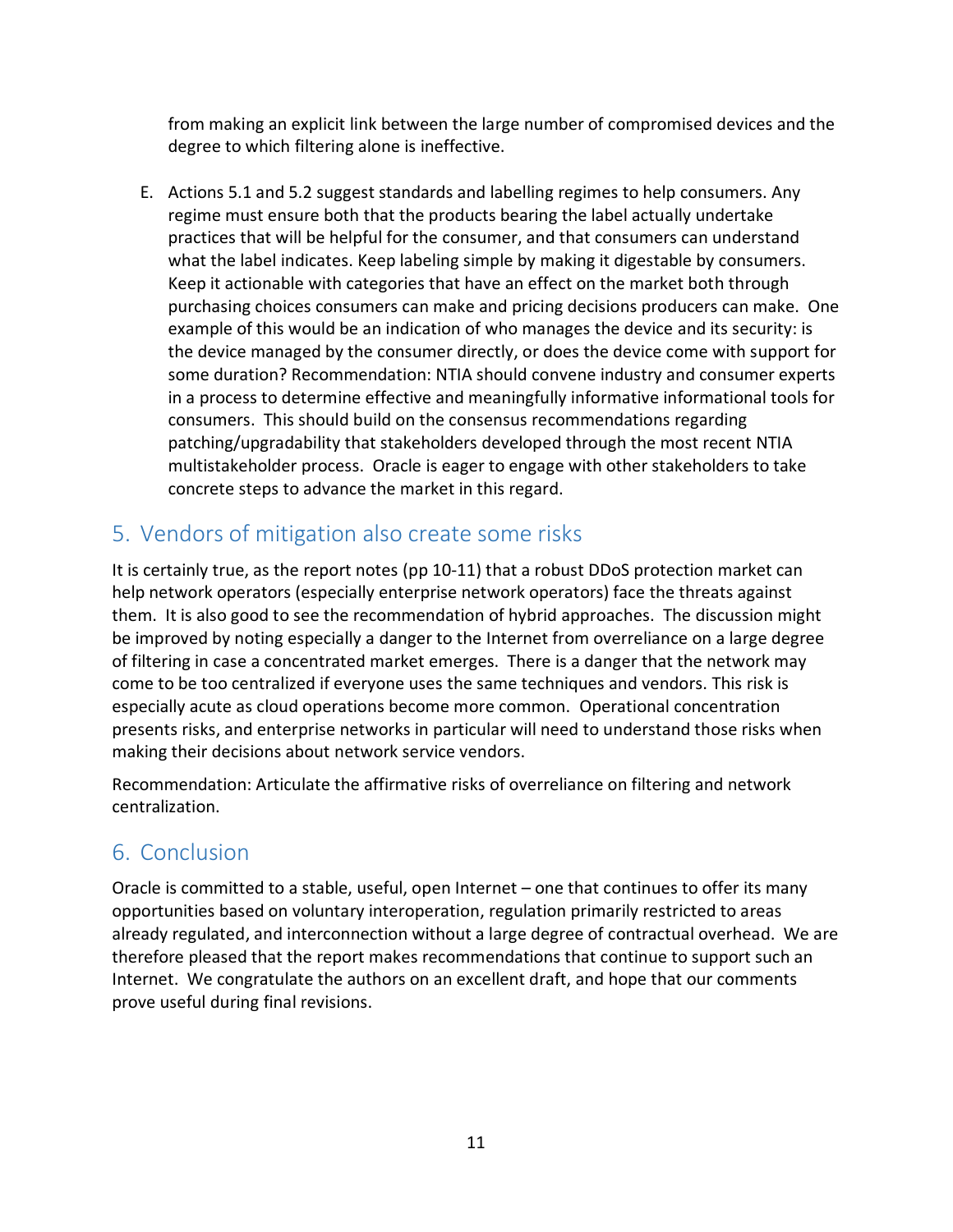from making an explicit link between the large number of compromised devices and the degree to which filtering alone is ineffective.

E. Actions 5.1 and 5.2 suggest standards and labelling regimes to help consumers. Any regime must ensure both that the products bearing the label actually undertake practices that will be helpful for the consumer, and that consumers can understand what the label indicates. Keep labeling simple by making it digestable by consumers. Keep it actionable with categories that have an effect on the market both through purchasing choices consumers can make and pricing decisions producers can make. One example of this would be an indication of who manages the device and its security: is the device managed by the consumer directly, or does the device come with support for some duration? Recommendation: NTIA should convene industry and consumer experts in a process to determine effective and meaningfully informative informational tools for consumers. This should build on the consensus recommendations regarding patching/upgradability that stakeholders developed through the most recent NTIA multistakeholder process. Oracle is eager to engage with other stakeholders to take concrete steps to advance the market in this regard.

## 5. Vendors of mitigation also create some risks

It is certainly true, as the report notes (pp 10-11) that a robust DDoS protection market can help network operators (especially enterprise network operators) face the threats against them. It is also good to see the recommendation of hybrid approaches. The discussion might be improved by noting especially a danger to the Internet from overreliance on a large degree of filtering in case a concentrated market emerges. There is a danger that the network may come to be too centralized if everyone uses the same techniques and vendors. This risk is especially acute as cloud operations become more common. Operational concentration presents risks, and enterprise networks in particular will need to understand those risks when making their decisions about network service vendors.

Recommendation: Articulate the affirmative risks of overreliance on filtering and network centralization.

## 6. Conclusion

Oracle is committed to a stable, useful, open Internet – one that continues to offer its many opportunities based on voluntary interoperation, regulation primarily restricted to areas already regulated, and interconnection without a large degree of contractual overhead. We are therefore pleased that the report makes recommendations that continue to support such an Internet. We congratulate the authors on an excellent draft, and hope that our comments prove useful during final revisions.